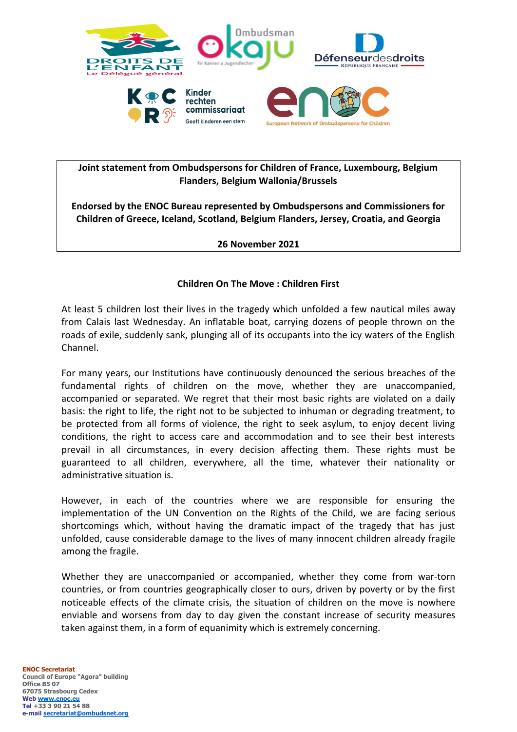**Joint statement from Ombudspersons for Children of France, Luxembourg, Belgium Flanders, Belgium Wallonia/Brussels**

**Endorsed by the ENOC Bureau represented by Ombudspersons and Commissioners for Children of Greece, Iceland, Scotland, Belgium Flanders, Jersey, Croatia, and Georgia**

**26 November 2021**

## Children On The Move : Children First

At least 5 children lost their lives in the tragedy which unfolded a few nautical miles away from Calais last Wednesday. An inflatable boat, carrying dozens of people thrown on the roads of exile, suddenly sank, plunging all of its occupants into the icy waters of the English Channel.

For many years, our Institutions have continuously denounced the serious breaches of the fundamental rights of children on the move, whether they are unaccompanied, accompanied or separated. We regret that their most basic rights are violated on a daily basis: the right to life, the right not to be subjected to inhuman or degrading treatment, to be protected from all forms of violence, the right to seek asylum, to enjoy decent living conditions, the right to access care and accommodation and to see their best interests prevail in all circumstances, in every decision affecting them. These rights must be guaranteed to all children, everywhere, all the time, whatever their nationality or administrative situation is.

However, in each of the countries where we are responsible for ensuring the implementation of the UN Convention on the Rights of the Child, we are facing serious shortcomings which, without having the dramatic impact of the tragedy that has just unfolded, cause considerable damage to the lives of many innocent children already fragile among the fragile.

Whether they are unaccompanied or accompanied, whether they come from war-torn countries, or from countries geographically closer to ours, driven by poverty or by the first noticeable effects of the climate crisis, the situation of children on the move is nowhere enviable and worsens from day to day given the constant increase of security measures taken against them, in a form of equanimity which is extremely concerning.

**ENOC Secretariat**
**Council of Europe "Agora" building**
**Office B5 07**
**67075 Strasbourg Cedex**
**Web www.enoc.eu**
**Tel +33 3 90 21 54 88**
**e-mail secretariat@ombudsnet.org**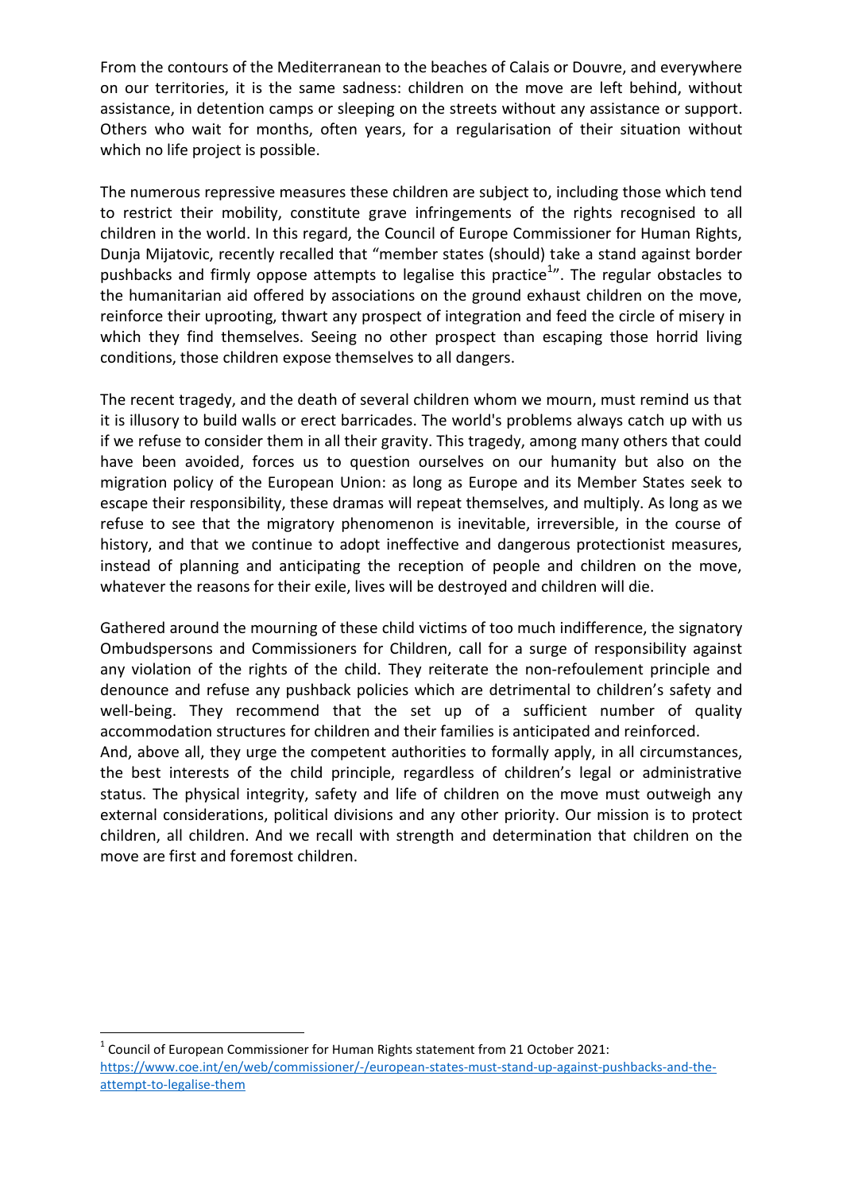From the contours of the Mediterranean to the beaches of Calais or Douvre, and everywhere on our territories, it is the same sadness: children on the move are left behind, without assistance, in detention camps or sleeping on the streets without any assistance or support. Others who wait for months, often years, for a regularisation of their situation without which no life project is possible.

The numerous repressive measures these children are subject to, including those which tend to restrict their mobility, constitute grave infringements of the rights recognised to all children in the world. In this regard, the Council of Europe Commissioner for Human Rights, Dunja Mijatovic, recently recalled that "member states (should) take a stand against border pushbacks and firmly oppose attempts to legalise this practice[1]". The regular obstacles to the humanitarian aid offered by associations on the ground exhaust children on the move, reinforce their uprooting, thwart any prospect of integration and feed the circle of misery in which they find themselves. Seeing no other prospect than escaping those horrid living conditions, those children expose themselves to all dangers.

The recent tragedy, and the death of several children whom we mourn, must remind us that it is illusory to build walls or erect barricades. The world's problems always catch up with us if we refuse to consider them in all their gravity. This tragedy, among many others that could have been avoided, forces us to question ourselves on our humanity but also on the migration policy of the European Union: as long as Europe and its Member States seek to escape their responsibility, these dramas will repeat themselves, and multiply. As long as we refuse to see that the migratory phenomenon is inevitable, irreversible, in the course of history, and that we continue to adopt ineffective and dangerous protectionist measures, instead of planning and anticipating the reception of people and children on the move, whatever the reasons for their exile, lives will be destroyed and children will die.

Gathered around the mourning of these child victims of too much indifference, the signatory Ombudspersons and Commissioners for Children, call for a surge of responsibility against any violation of the rights of the child. They reiterate the non-refoulement principle and denounce and refuse any pushback policies which are detrimental to children's safety and well-being. They recommend that the set up of a sufficient number of quality accommodation structures for children and their families is anticipated and reinforced.

And, above all, they urge the competent authorities to formally apply, in all circumstances, the best interests of the child principle, regardless of children's legal or administrative status. The physical integrity, safety and life of children on the move must outweigh any external considerations, political divisions and any other priority. Our mission is to protect children, all children. And we recall with strength and determination that children on the move are first and foremost children.

[1] Council of European Commissioner for Human Rights statement from 21 October 2021: https://www.coe.int/en/web/commissioner/-/european-states-must-stand-up-against-pushbacks-and-the-attempt-to-legalise-them